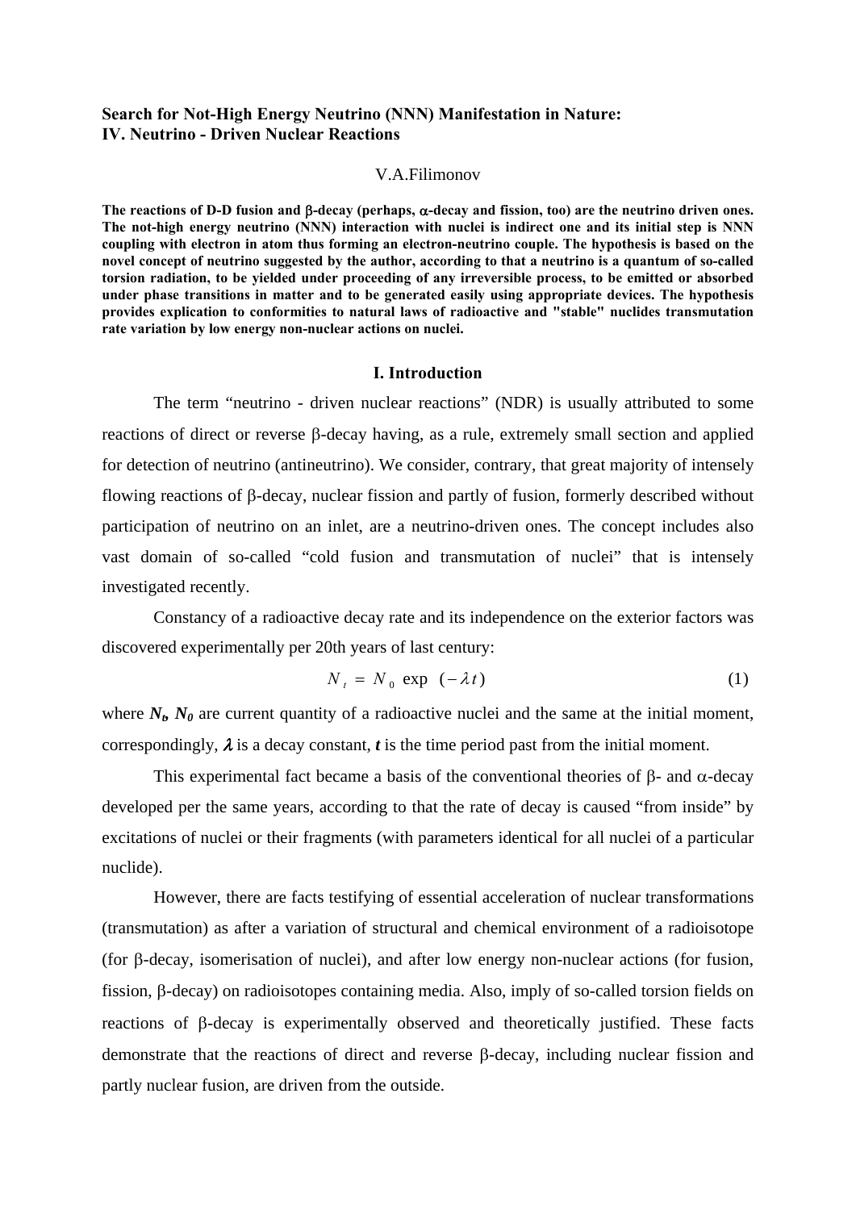# Search for Not-High Energy Neutrino (NNN) Manifestation in Nature:
# IV. Neutrino - Driven Nuclear Reactions

V.A.Filimonov

**The reactions of D-D fusion and β-decay (perhaps, α-decay and fission, too) are the neutrino driven ones. The not-high energy neutrino (NNN) interaction with nuclei is indirect one and its initial step is NNN coupling with electron in atom thus forming an electron-neutrino couple. The hypothesis is based on the novel concept of neutrino suggested by the author, according to that a neutrino is a quantum of so-called torsion radiation, to be yielded under proceeding of any irreversible process, to be emitted or absorbed under phase transitions in matter and to be generated easily using appropriate devices. The hypothesis provides explication to conformities to natural laws of radioactive and "stable" nuclides transmutation rate variation by low energy non-nuclear actions on nuclei.**

## I. Introduction

The term "neutrino - driven nuclear reactions" (NDR) is usually attributed to some reactions of direct or reverse β-decay having, as a rule, extremely small section and applied for detection of neutrino (antineutrino). We consider, contrary, that great majority of intensely flowing reactions of β-decay, nuclear fission and partly of fusion, formerly described without participation of neutrino on an inlet, are a neutrino-driven ones. The concept includes also vast domain of so-called "cold fusion and transmutation of nuclei" that is intensely investigated recently.

Constancy of a radioactive decay rate and its independence on the exterior factors was discovered experimentally per 20th years of last century:

$$N_t = N_0 \exp\ (-\lambda t) \tag{1}$$

where $N_t$, $N_0$ are current quantity of a radioactive nuclei and the same at the initial moment, correspondingly, $\lambda$ is a decay constant, $t$ is the time period past from the initial moment.

This experimental fact became a basis of the conventional theories of β- and α-decay developed per the same years, according to that the rate of decay is caused "from inside" by excitations of nuclei or their fragments (with parameters identical for all nuclei of a particular nuclide).

However, there are facts testifying of essential acceleration of nuclear transformations (transmutation) as after a variation of structural and chemical environment of a radioisotope (for β-decay, isomerisation of nuclei), and after low energy non-nuclear actions (for fusion, fission, β-decay) on radioisotopes containing media. Also, imply of so-called torsion fields on reactions of β-decay is experimentally observed and theoretically justified. These facts demonstrate that the reactions of direct and reverse β-decay, including nuclear fission and partly nuclear fusion, are driven from the outside.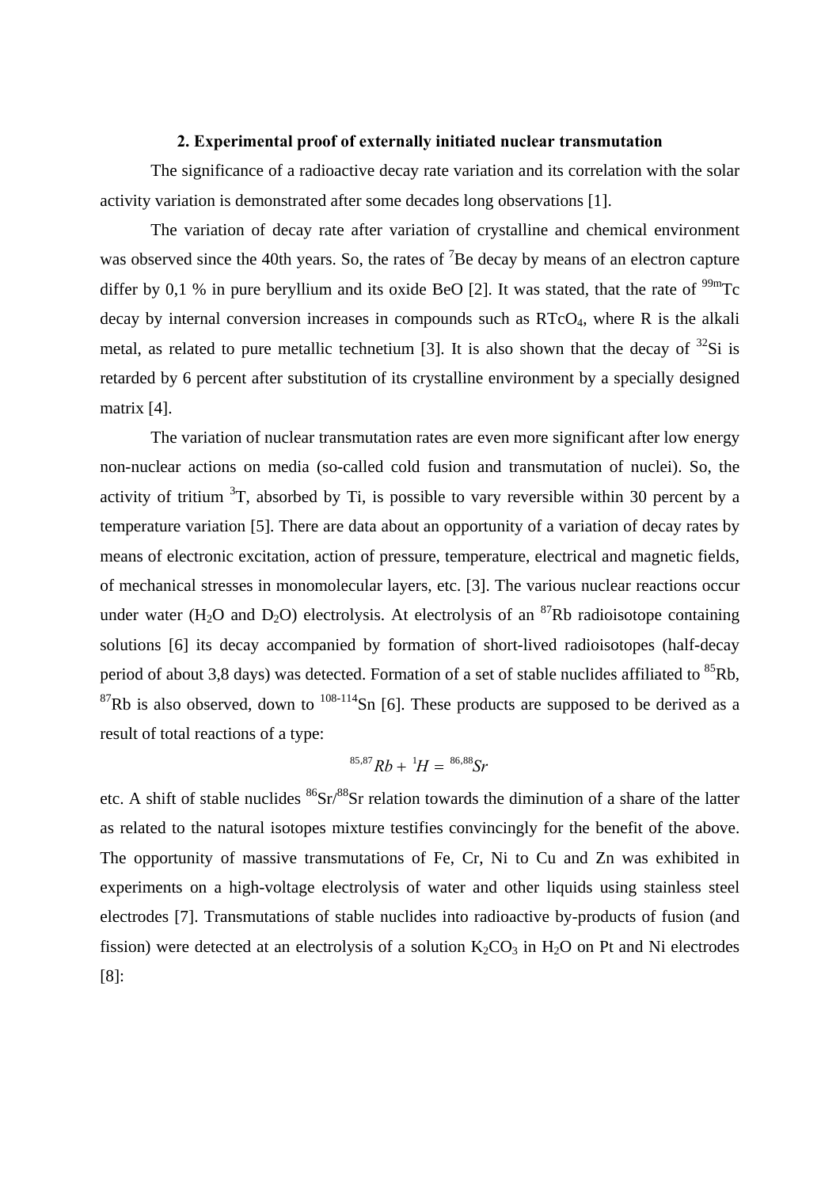## 2. Experimental proof of externally initiated nuclear transmutation

The significance of a radioactive decay rate variation and its correlation with the solar activity variation is demonstrated after some decades long observations [1].

The variation of decay rate after variation of crystalline and chemical environment was observed since the 40th years. So, the rates of $^{7}$Be decay by means of an electron capture differ by 0,1 % in pure beryllium and its oxide BeO [2]. It was stated, that the rate of $^{99m}$Tc decay by internal conversion increases in compounds such as $RTcO_4$, where R is the alkali metal, as related to pure metallic technetium [3]. It is also shown that the decay of $^{32}$Si is retarded by 6 percent after substitution of its crystalline environment by a specially designed matrix [4].

The variation of nuclear transmutation rates are even more significant after low energy non-nuclear actions on media (so-called cold fusion and transmutation of nuclei). So, the activity of tritium $^{3}$T, absorbed by Ti, is possible to vary reversible within 30 percent by a temperature variation [5]. There are data about an opportunity of a variation of decay rates by means of electronic excitation, action of pressure, temperature, electrical and magnetic fields, of mechanical stresses in monomolecular layers, etc. [3]. The various nuclear reactions occur under water ($H_2O$ and $D_2O$) electrolysis. At electrolysis of an $^{87}$Rb radioisotope containing solutions [6] its decay accompanied by formation of short-lived radioisotopes (half-decay period of about 3,8 days) was detected. Formation of a set of stable nuclides affiliated to $^{85}$Rb, $^{87}$Rb is also observed, down to $^{108-114}$Sn [6]. These products are supposed to be derived as a result of total reactions of a type:

$$^{85,87}Rb + {}^{1}H = {}^{86,88}Sr$$

etc. A shift of stable nuclides $^{86}$Sr/$^{88}$Sr relation towards the diminution of a share of the latter as related to the natural isotopes mixture testifies convincingly for the benefit of the above. The opportunity of massive transmutations of Fe, Cr, Ni to Cu and Zn was exhibited in experiments on a high-voltage electrolysis of water and other liquids using stainless steel electrodes [7]. Transmutations of stable nuclides into radioactive by-products of fusion (and fission) were detected at an electrolysis of a solution $K_2CO_3$ in $H_2O$ on Pt and Ni electrodes [8]: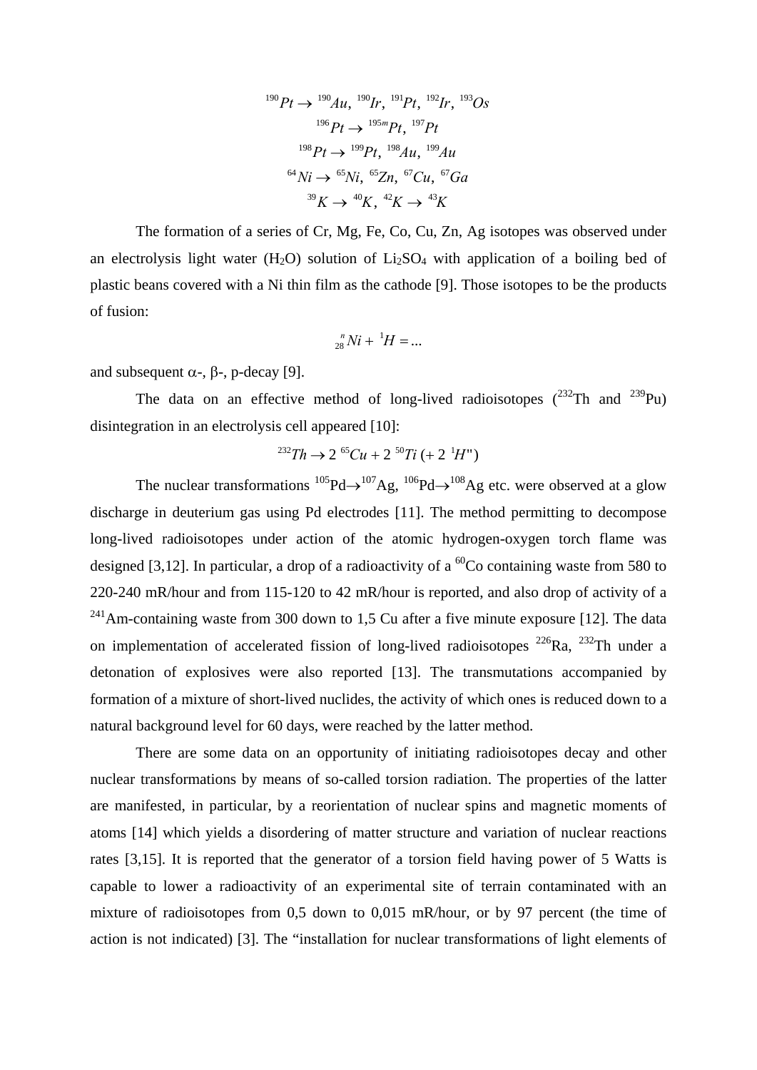$$^{190}Pt \rightarrow {}^{190}Au,\ {}^{190}Ir,\ {}^{191}Pt,\ {}^{192}Ir,\ {}^{193}Os$$

$$^{196}Pt \rightarrow {}^{195m}Pt,\ {}^{197}Pt$$

$$^{198}Pt \rightarrow {}^{199}Pt,\ {}^{198}Au,\ {}^{199}Au$$

$$^{64}Ni \rightarrow {}^{65}Ni,\ {}^{65}Zn,\ {}^{67}Cu,\ {}^{67}Ga$$

$$^{39}K \rightarrow {}^{40}K,\ {}^{42}K \rightarrow {}^{43}K$$

The formation of a series of Cr, Mg, Fe, Co, Cu, Zn, Ag isotopes was observed under an electrolysis light water ($H_2O$) solution of $Li_2SO_4$ with application of a boiling bed of plastic beans covered with a Ni thin film as the cathode [9]. Those isotopes to be the products of fusion:

$$^{n}_{28}Ni + {}^{1}H = ...$$

and subsequent $\alpha$-, $\beta$-, p-decay [9].

The data on an effective method of long-lived radioisotopes ($^{232}$Th and $^{239}$Pu) disintegration in an electrolysis cell appeared [10]:

$$^{232}Th \rightarrow 2\ {}^{65}Cu + 2\ {}^{50}Ti\ (+\ 2\ {}^{1}H")$$

The nuclear transformations $^{105}$Pd$\rightarrow$$^{107}$Ag, $^{106}$Pd$\rightarrow$$^{108}$Ag etc. were observed at a glow discharge in deuterium gas using Pd electrodes [11]. The method permitting to decompose long-lived radioisotopes under action of the atomic hydrogen-oxygen torch flame was designed [3,12]. In particular, a drop of a radioactivity of a $^{60}$Co containing waste from 580 to 220-240 mR/hour and from 115-120 to 42 mR/hour is reported, and also drop of activity of a $^{241}$Am-containing waste from 300 down to 1,5 Cu after a five minute exposure [12]. The data on implementation of accelerated fission of long-lived radioisotopes $^{226}$Ra, $^{232}$Th under a detonation of explosives were also reported [13]. The transmutations accompanied by formation of a mixture of short-lived nuclides, the activity of which ones is reduced down to a natural background level for 60 days, were reached by the latter method.

There are some data on an opportunity of initiating radioisotopes decay and other nuclear transformations by means of so-called torsion radiation. The properties of the latter are manifested, in particular, by a reorientation of nuclear spins and magnetic moments of atoms [14] which yields a disordering of matter structure and variation of nuclear reactions rates [3,15]. It is reported that the generator of a torsion field having power of 5 Watts is capable to lower a radioactivity of an experimental site of terrain contaminated with an mixture of radioisotopes from 0,5 down to 0,015 mR/hour, or by 97 percent (the time of action is not indicated) [3]. The "installation for nuclear transformations of light elements of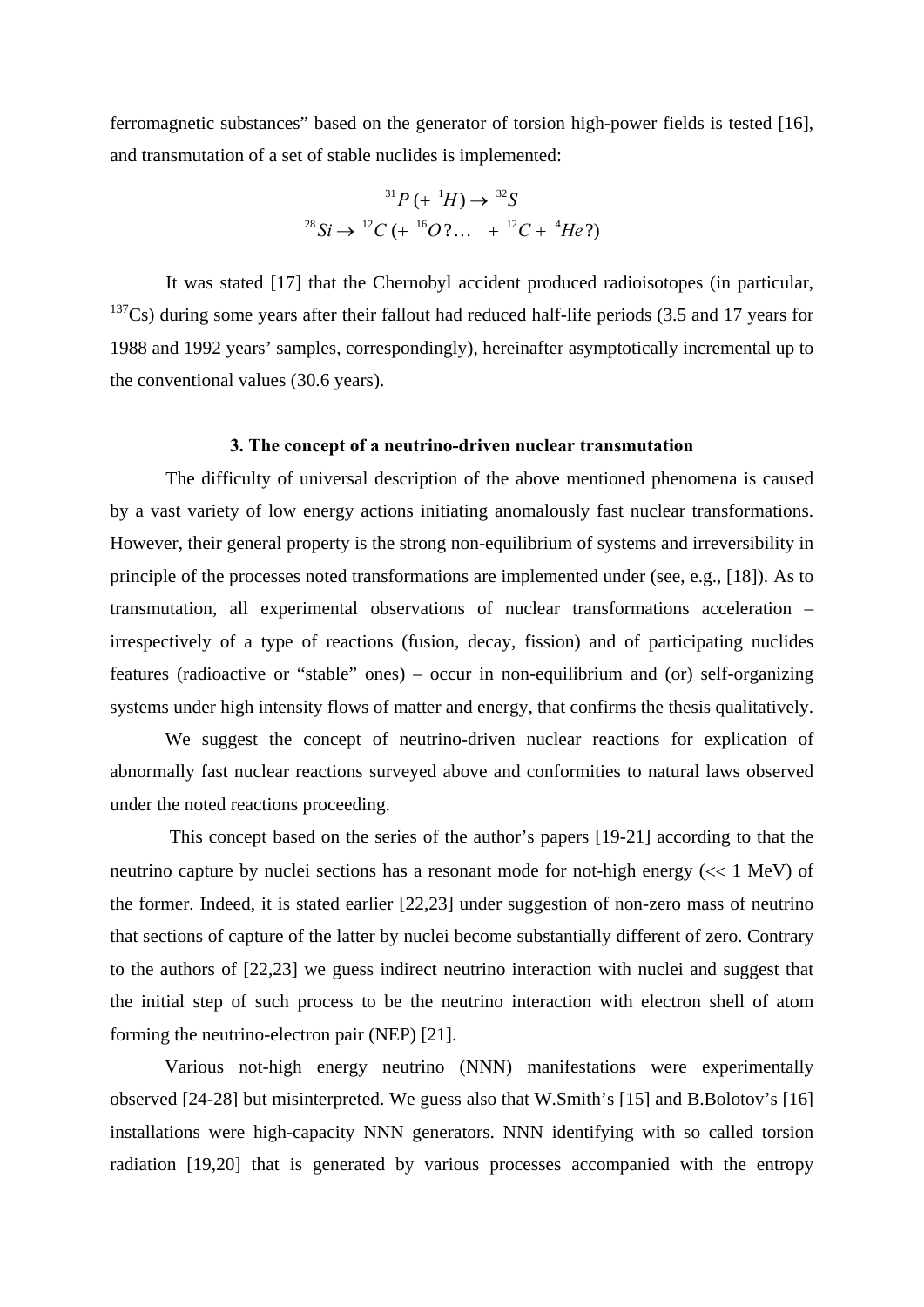ferromagnetic substances" based on the generator of torsion high-power fields is tested [16], and transmutation of a set of stable nuclides is implemented:

$$^{31}P\,(+\ ^{1}H) \rightarrow\ ^{32}S$$
$$^{28}Si \rightarrow\ ^{12}C\ (+\ ^{16}O\,?\ldots\quad +\ ^{12}C +\ ^{4}He\,?)$$

It was stated [17] that the Chernobyl accident produced radioisotopes (in particular, $^{137}$Cs) during some years after their fallout had reduced half-life periods (3.5 and 17 years for 1988 and 1992 years' samples, correspondingly), hereinafter asymptotically incremental up to the conventional values (30.6 years).

### 3. The concept of a neutrino-driven nuclear transmutation

The difficulty of universal description of the above mentioned phenomena is caused by a vast variety of low energy actions initiating anomalously fast nuclear transformations. However, their general property is the strong non-equilibrium of systems and irreversibility in principle of the processes noted transformations are implemented under (see, e.g., [18]). As to transmutation, all experimental observations of nuclear transformations acceleration – irrespectively of a type of reactions (fusion, decay, fission) and of participating nuclides features (radioactive or "stable" ones) – occur in non-equilibrium and (or) self-organizing systems under high intensity flows of matter and energy, that confirms the thesis qualitatively.

We suggest the concept of neutrino-driven nuclear reactions for explication of abnormally fast nuclear reactions surveyed above and conformities to natural laws observed under the noted reactions proceeding.

This concept based on the series of the author's papers [19-21] according to that the neutrino capture by nuclei sections has a resonant mode for not-high energy (<< 1 MeV) of the former. Indeed, it is stated earlier [22,23] under suggestion of non-zero mass of neutrino that sections of capture of the latter by nuclei become substantially different of zero. Contrary to the authors of [22,23] we guess indirect neutrino interaction with nuclei and suggest that the initial step of such process to be the neutrino interaction with electron shell of atom forming the neutrino-electron pair (NEP) [21].

Various not-high energy neutrino (NNN) manifestations were experimentally observed [24-28] but misinterpreted. We guess also that W.Smith's [15] and B.Bolotov's [16] installations were high-capacity NNN generators. NNN identifying with so called torsion radiation [19,20] that is generated by various processes accompanied with the entropy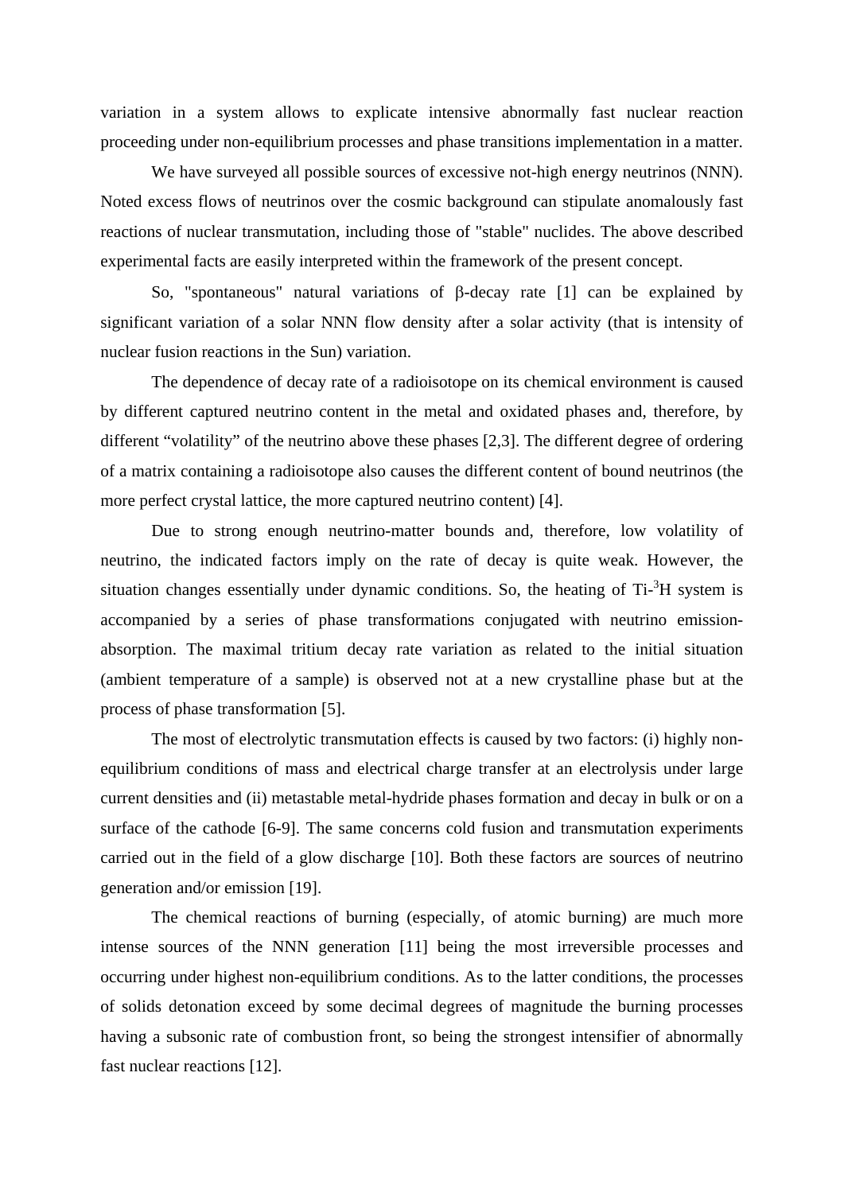variation in a system allows to explicate intensive abnormally fast nuclear reaction proceeding under non-equilibrium processes and phase transitions implementation in a matter.

We have surveyed all possible sources of excessive not-high energy neutrinos (NNN). Noted excess flows of neutrinos over the cosmic background can stipulate anomalously fast reactions of nuclear transmutation, including those of "stable" nuclides. The above described experimental facts are easily interpreted within the framework of the present concept.

So, "spontaneous" natural variations of β-decay rate [1] can be explained by significant variation of a solar NNN flow density after a solar activity (that is intensity of nuclear fusion reactions in the Sun) variation.

The dependence of decay rate of a radioisotope on its chemical environment is caused by different captured neutrino content in the metal and oxidated phases and, therefore, by different "volatility" of the neutrino above these phases [2,3]. The different degree of ordering of a matrix containing a radioisotope also causes the different content of bound neutrinos (the more perfect crystal lattice, the more captured neutrino content) [4].

Due to strong enough neutrino-matter bounds and, therefore, low volatility of neutrino, the indicated factors imply on the rate of decay is quite weak. However, the situation changes essentially under dynamic conditions. So, the heating of Ti-$^{3}$H system is accompanied by a series of phase transformations conjugated with neutrino emission-absorption. The maximal tritium decay rate variation as related to the initial situation (ambient temperature of a sample) is observed not at a new crystalline phase but at the process of phase transformation [5].

The most of electrolytic transmutation effects is caused by two factors: (i) highly non-equilibrium conditions of mass and electrical charge transfer at an electrolysis under large current densities and (ii) metastable metal-hydride phases formation and decay in bulk or on a surface of the cathode [6-9]. The same concerns cold fusion and transmutation experiments carried out in the field of a glow discharge [10]. Both these factors are sources of neutrino generation and/or emission [19].

The chemical reactions of burning (especially, of atomic burning) are much more intense sources of the NNN generation [11] being the most irreversible processes and occurring under highest non-equilibrium conditions. As to the latter conditions, the processes of solids detonation exceed by some decimal degrees of magnitude the burning processes having a subsonic rate of combustion front, so being the strongest intensifier of abnormally fast nuclear reactions [12].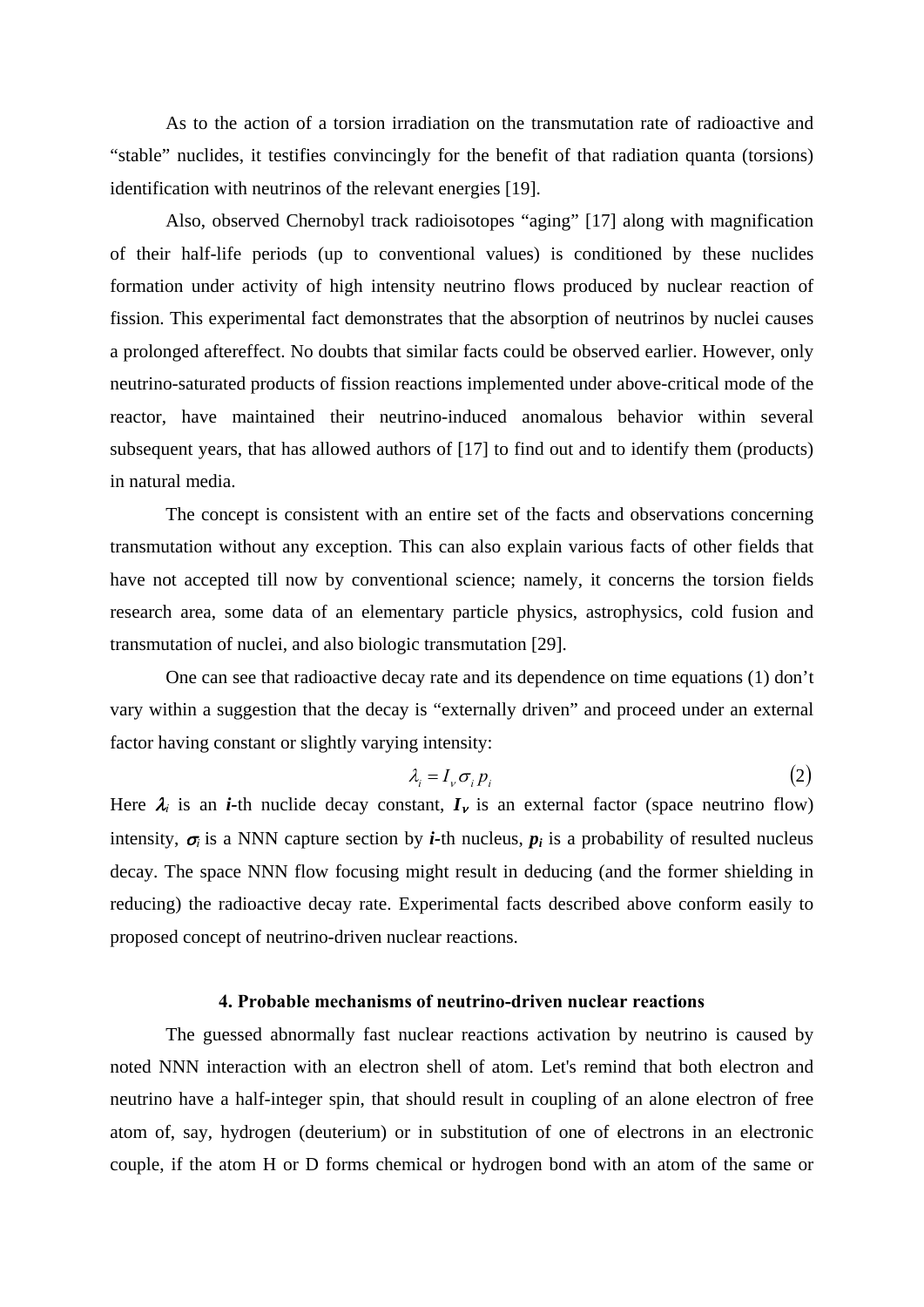As to the action of a torsion irradiation on the transmutation rate of radioactive and "stable" nuclides, it testifies convincingly for the benefit of that radiation quanta (torsions) identification with neutrinos of the relevant energies [19].

Also, observed Chernobyl track radioisotopes "aging" [17] along with magnification of their half-life periods (up to conventional values) is conditioned by these nuclides formation under activity of high intensity neutrino flows produced by nuclear reaction of fission. This experimental fact demonstrates that the absorption of neutrinos by nuclei causes a prolonged aftereffect. No doubts that similar facts could be observed earlier. However, only neutrino-saturated products of fission reactions implemented under above-critical mode of the reactor, have maintained their neutrino-induced anomalous behavior within several subsequent years, that has allowed authors of [17] to find out and to identify them (products) in natural media.

The concept is consistent with an entire set of the facts and observations concerning transmutation without any exception. This can also explain various facts of other fields that have not accepted till now by conventional science; namely, it concerns the torsion fields research area, some data of an elementary particle physics, astrophysics, cold fusion and transmutation of nuclei, and also biologic transmutation [29].

One can see that radioactive decay rate and its dependence on time equations (1) don't vary within a suggestion that the decay is "externally driven" and proceed under an external factor having constant or slightly varying intensity:

$$\lambda_i = I_\nu \sigma_i p_i \tag{2}$$

Here $\lambda_i$ is an $i$-th nuclide decay constant, $I_\nu$ is an external factor (space neutrino flow) intensity, $\sigma_i$ is a NNN capture section by $i$-th nucleus, $p_i$ is a probability of resulted nucleus decay. The space NNN flow focusing might result in deducing (and the former shielding in reducing) the radioactive decay rate. Experimental facts described above conform easily to proposed concept of neutrino-driven nuclear reactions.

## 4. Probable mechanisms of neutrino-driven nuclear reactions

The guessed abnormally fast nuclear reactions activation by neutrino is caused by noted NNN interaction with an electron shell of atom. Let's remind that both electron and neutrino have a half-integer spin, that should result in coupling of an alone electron of free atom of, say, hydrogen (deuterium) or in substitution of one of electrons in an electronic couple, if the atom H or D forms chemical or hydrogen bond with an atom of the same or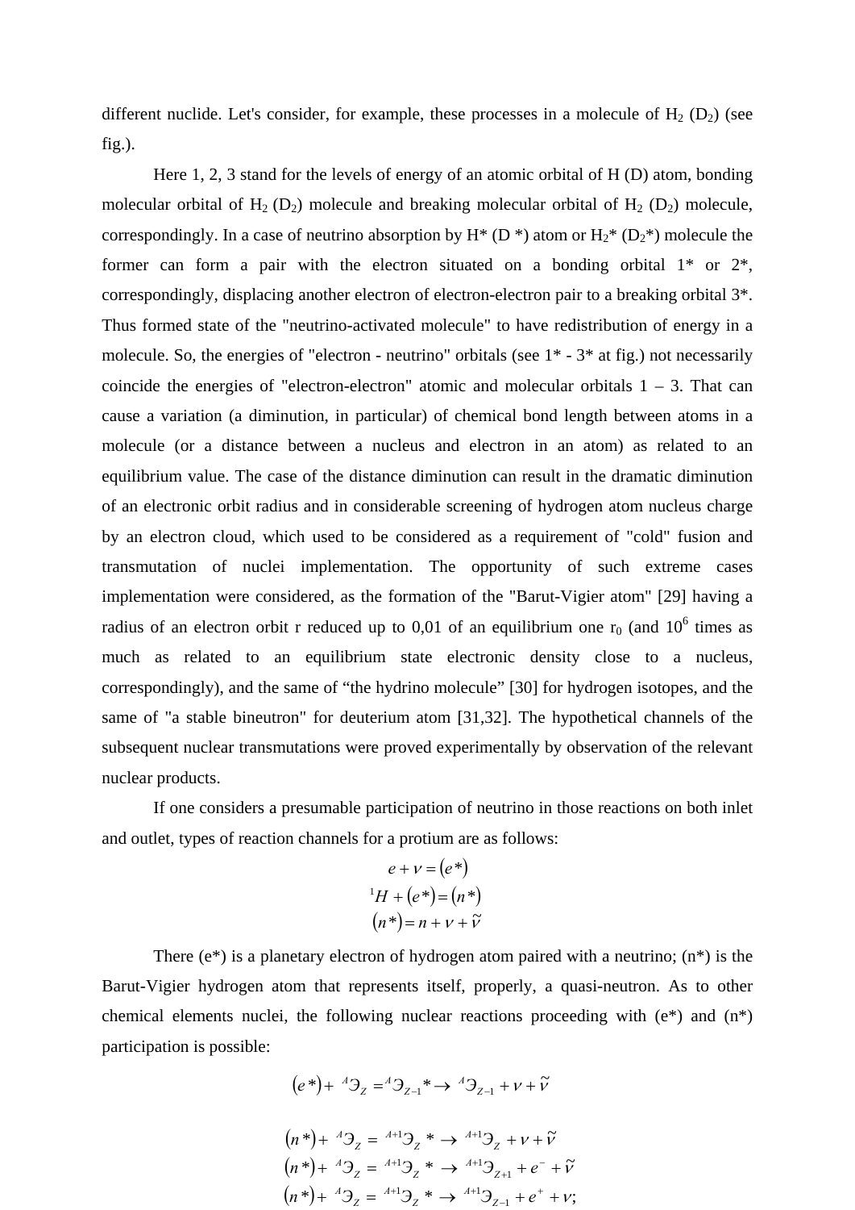different nuclide. Let's consider, for example, these processes in a molecule of $H_2$ ($D_2$) (see fig.).

Here 1, 2, 3 stand for the levels of energy of an atomic orbital of H (D) atom, bonding molecular orbital of $H_2$ ($D_2$) molecule and breaking molecular orbital of $H_2$ ($D_2$) molecule, correspondingly. In a case of neutrino absorption by H* (D *) atom or $H_2$* ($D_2$*) molecule the former can form a pair with the electron situated on a bonding orbital 1* or 2*, correspondingly, displacing another electron of electron-electron pair to a breaking orbital 3*. Thus formed state of the "neutrino-activated molecule" to have redistribution of energy in a molecule. So, the energies of "electron - neutrino" orbitals (see 1* - 3* at fig.) not necessarily coincide the energies of "electron-electron" atomic and molecular orbitals 1 – 3. That can cause a variation (a diminution, in particular) of chemical bond length between atoms in a molecule (or a distance between a nucleus and electron in an atom) as related to an equilibrium value. The case of the distance diminution can result in the dramatic diminution of an electronic orbit radius and in considerable screening of hydrogen atom nucleus charge by an electron cloud, which used to be considered as a requirement of "cold" fusion and transmutation of nuclei implementation. The opportunity of such extreme cases implementation were considered, as the formation of the "Barut-Vigier atom" [29] having a radius of an electron orbit r reduced up to 0,01 of an equilibrium one $r_0$ (and $10^6$ times as much as related to an equilibrium state electronic density close to a nucleus, correspondingly), and the same of “the hydrino molecule” [30] for hydrogen isotopes, and the same of "a stable bineutron" for deuterium atom [31,32]. The hypothetical channels of the subsequent nuclear transmutations were proved experimentally by observation of the relevant nuclear products.

If one considers a presumable participation of neutrino in those reactions on both inlet and outlet, types of reaction channels for a protium are as follows:

$$e + \nu = (e*)$$
$$^{1}H + (e*) = (n*)$$
$$(n*) = n + \nu + \tilde{\nu}$$

There (e*) is a planetary electron of hydrogen atom paired with a neutrino; (n*) is the Barut-Vigier hydrogen atom that represents itself, properly, a quasi-neutron. As to other chemical elements nuclei, the following nuclear reactions proceeding with (e*) and (n*) participation is possible:

$$(e*) + {}^{A}Э_{Z} = {}^{A}Э_{Z-1}* \rightarrow {}^{A}Э_{Z-1} + \nu + \tilde{\nu}$$

$$(n*) + {}^{A}Э_{Z} = {}^{A+1}Э_{Z}* \rightarrow {}^{A+1}Э_{Z} + \nu + \tilde{\nu}$$
$$(n*) + {}^{A}Э_{Z} = {}^{A+1}Э_{Z}* \rightarrow {}^{A+1}Э_{Z+1} + e^{-} + \tilde{\nu}$$
$$(n*) + {}^{A}Э_{Z} = {}^{A+1}Э_{Z}* \rightarrow {}^{A+1}Э_{Z-1} + e^{+} + \nu;$$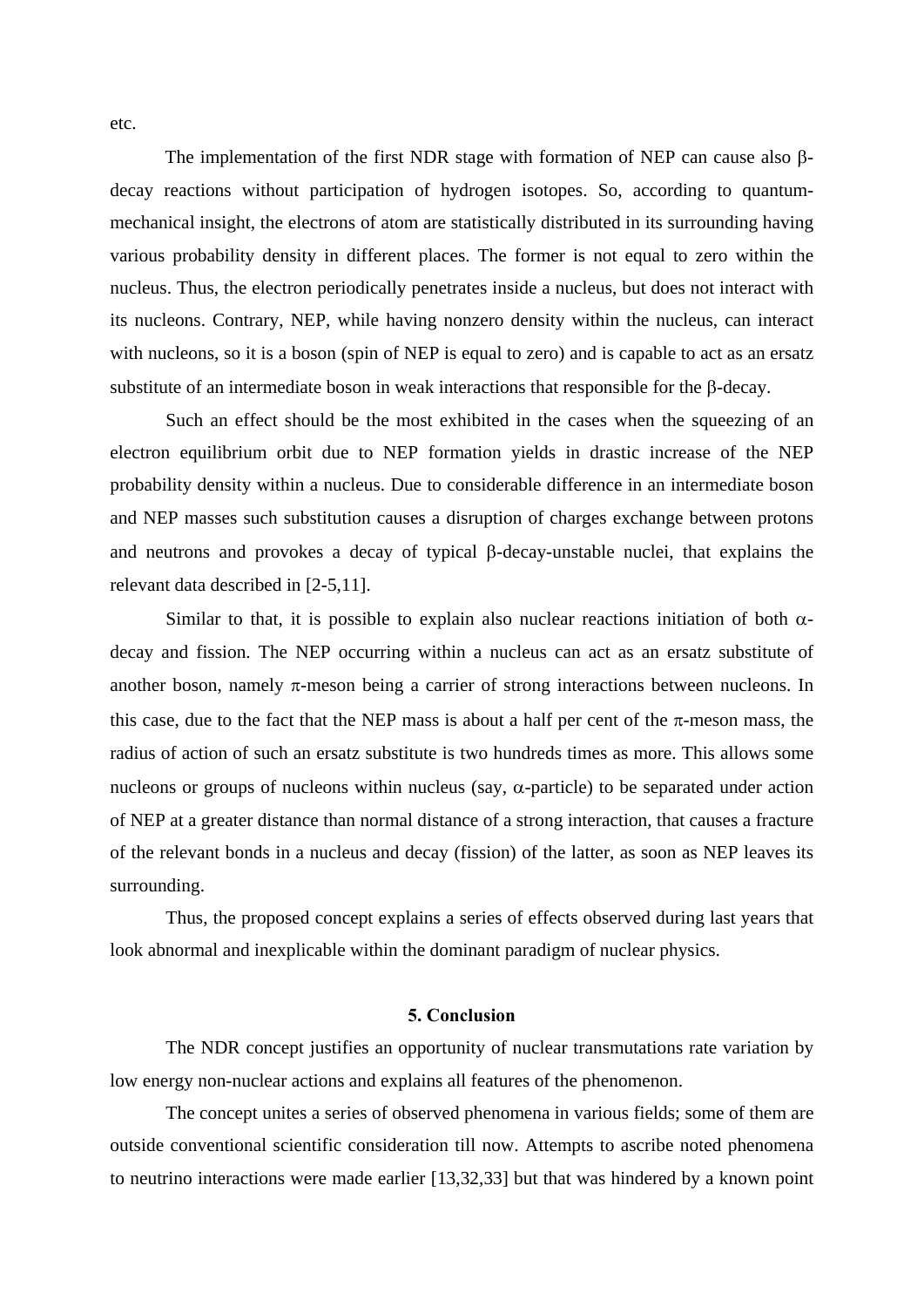etc.

The implementation of the first NDR stage with formation of NEP can cause also β-decay reactions without participation of hydrogen isotopes. So, according to quantum-mechanical insight, the electrons of atom are statistically distributed in its surrounding having various probability density in different places. The former is not equal to zero within the nucleus. Thus, the electron periodically penetrates inside a nucleus, but does not interact with its nucleons. Contrary, NEP, while having nonzero density within the nucleus, can interact with nucleons, so it is a boson (spin of NEP is equal to zero) and is capable to act as an ersatz substitute of an intermediate boson in weak interactions that responsible for the β-decay.

Such an effect should be the most exhibited in the cases when the squeezing of an electron equilibrium orbit due to NEP formation yields in drastic increase of the NEP probability density within a nucleus. Due to considerable difference in an intermediate boson and NEP masses such substitution causes a disruption of charges exchange between protons and neutrons and provokes a decay of typical β-decay-unstable nuclei, that explains the relevant data described in [2-5,11].

Similar to that, it is possible to explain also nuclear reactions initiation of both α-decay and fission. The NEP occurring within a nucleus can act as an ersatz substitute of another boson, namely π-meson being a carrier of strong interactions between nucleons. In this case, due to the fact that the NEP mass is about a half per cent of the π-meson mass, the radius of action of such an ersatz substitute is two hundreds times as more. This allows some nucleons or groups of nucleons within nucleus (say, α-particle) to be separated under action of NEP at a greater distance than normal distance of a strong interaction, that causes a fracture of the relevant bonds in a nucleus and decay (fission) of the latter, as soon as NEP leaves its surrounding.

Thus, the proposed concept explains a series of effects observed during last years that look abnormal and inexplicable within the dominant paradigm of nuclear physics.

## 5. Conclusion

The NDR concept justifies an opportunity of nuclear transmutations rate variation by low energy non-nuclear actions and explains all features of the phenomenon.

The concept unites a series of observed phenomena in various fields; some of them are outside conventional scientific consideration till now. Attempts to ascribe noted phenomena to neutrino interactions were made earlier [13,32,33] but that was hindered by a known point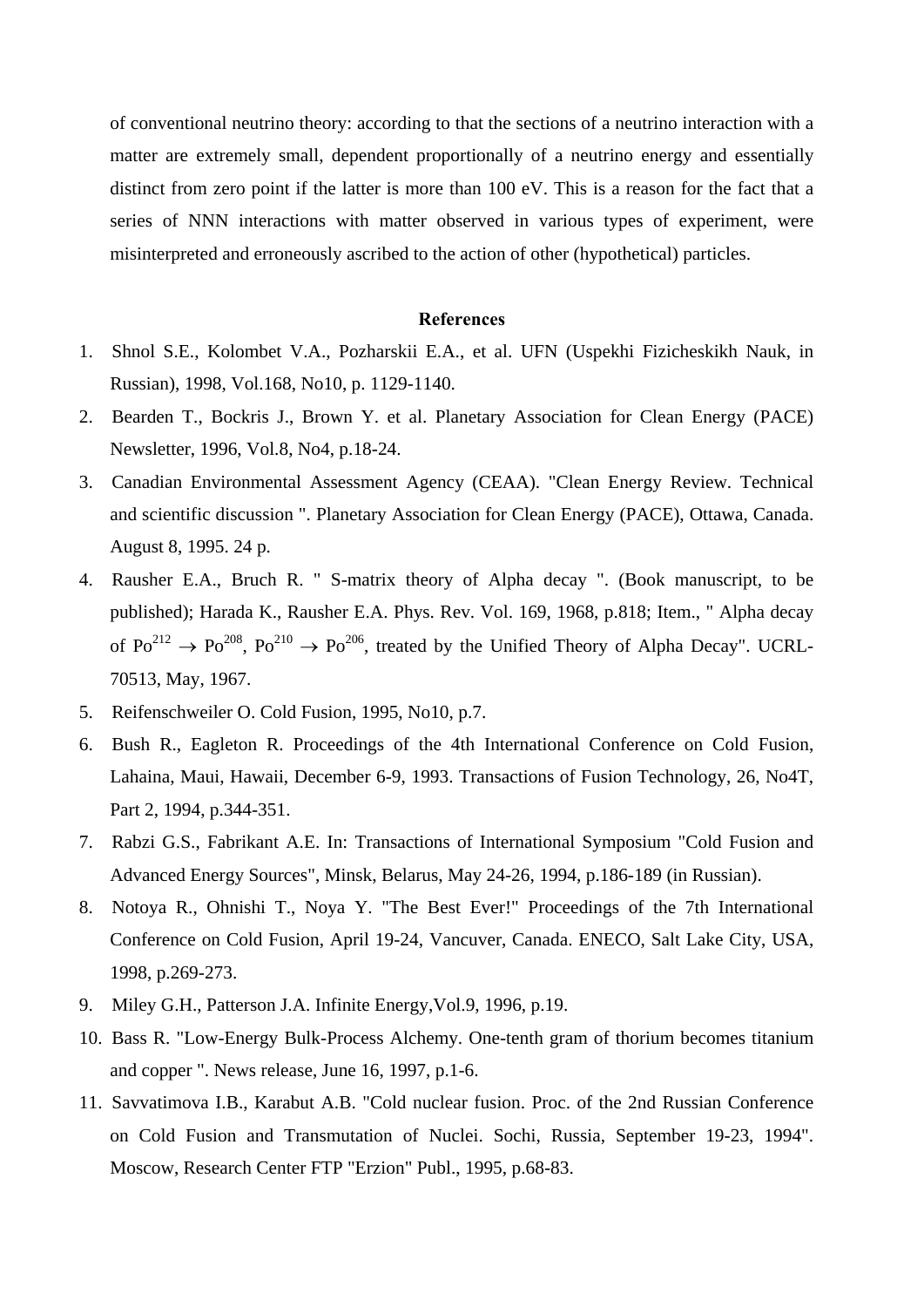of conventional neutrino theory: according to that the sections of a neutrino interaction with a matter are extremely small, dependent proportionally of a neutrino energy and essentially distinct from zero point if the latter is more than 100 eV. This is a reason for the fact that a series of NNN interactions with matter observed in various types of experiment, were misinterpreted and erroneously ascribed to the action of other (hypothetical) particles.

**References**

1. Shnol S.E., Kolombet V.A., Pozharskii E.A., et al. UFN (Uspekhi Fizicheskikh Nauk, in Russian), 1998, Vol.168, No10, p. 1129-1140.
2. Bearden T., Bockris J., Brown Y. et al. Planetary Association for Clean Energy (PACE) Newsletter, 1996, Vol.8, No4, p.18-24.
3. Canadian Environmental Assessment Agency (CEAA). "Clean Energy Review. Technical and scientific discussion ". Planetary Association for Clean Energy (PACE), Ottawa, Canada. August 8, 1995. 24 p.
4. Rausher E.A., Bruch R. " S-matrix theory of Alpha decay ". (Book manuscript, to be published); Harada K., Rausher E.A. Phys. Rev. Vol. 169, 1968, p.818; Item., " Alpha decay of $Po^{212} \rightarrow Po^{208}$, $Po^{210} \rightarrow Po^{206}$, treated by the Unified Theory of Alpha Decay". UCRL-70513, May, 1967.
5. Reifenschweiler O. Cold Fusion, 1995, No10, p.7.
6. Bush R., Eagleton R. Proceedings of the 4th International Conference on Cold Fusion, Lahaina, Maui, Hawaii, December 6-9, 1993. Transactions of Fusion Technology, 26, No4T, Part 2, 1994, p.344-351.
7. Rabzi G.S., Fabrikant A.E. In: Transactions of International Symposium "Cold Fusion and Advanced Energy Sources", Minsk, Belarus, May 24-26, 1994, p.186-189 (in Russian).
8. Notoya R., Ohnishi T., Noya Y. "The Best Ever!" Proceedings of the 7th International Conference on Cold Fusion, April 19-24, Vancuver, Canada. ENECO, Salt Lake City, USA, 1998, p.269-273.
9. Miley G.H., Patterson J.A. Infinite Energy,Vol.9, 1996, p.19.
10. Bass R. "Low-Energy Bulk-Process Alchemy. One-tenth gram of thorium becomes titanium and copper ". News release, June 16, 1997, p.1-6.
11. Savvatimova I.B., Karabut A.B. "Cold nuclear fusion. Proc. of the 2nd Russian Conference on Cold Fusion and Transmutation of Nuclei. Sochi, Russia, September 19-23, 1994". Moscow, Research Center FTP "Erzion" Publ., 1995, p.68-83.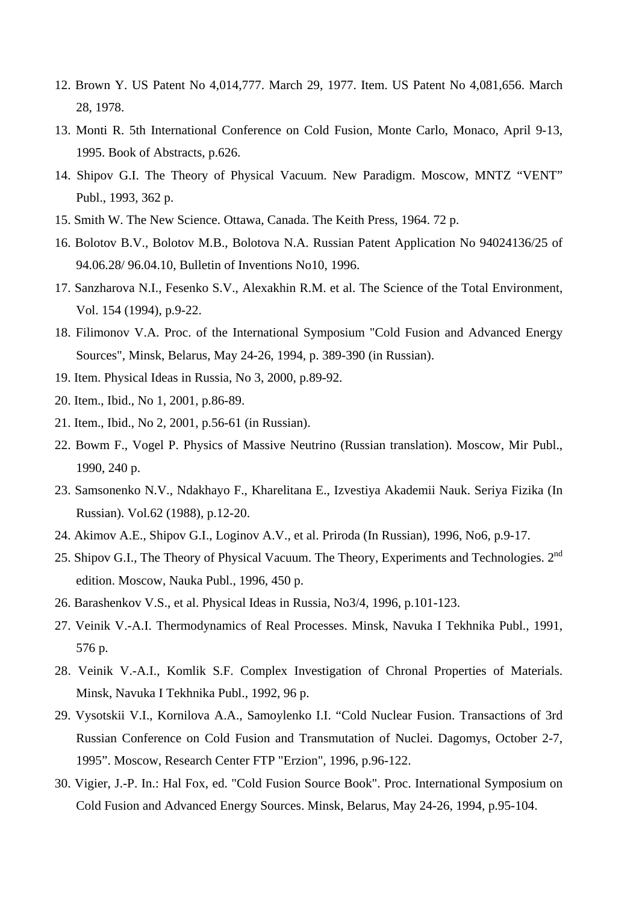12. Brown Y. US Patent No 4,014,777. March 29, 1977. Item. US Patent No 4,081,656. March 28, 1978.
13. Monti R. 5th International Conference on Cold Fusion, Monte Carlo, Monaco, April 9-13, 1995. Book of Abstracts, p.626.
14. Shipov G.I. The Theory of Physical Vacuum. New Paradigm. Moscow, MNTZ "VENT" Publ., 1993, 362 p.
15. Smith W. The New Science. Ottawa, Canada. The Keith Press, 1964. 72 p.
16. Bolotov B.V., Bolotov M.B., Bolotova N.A. Russian Patent Application No 94024136/25 of 94.06.28/ 96.04.10, Bulletin of Inventions No10, 1996.
17. Sanzharova N.I., Fesenko S.V., Alexakhin R.M. et al. The Science of the Total Environment, Vol. 154 (1994), p.9-22.
18. Filimonov V.A. Proc. of the International Symposium "Cold Fusion and Advanced Energy Sources", Minsk, Belarus, May 24-26, 1994, p. 389-390 (in Russian).
19. Item. Physical Ideas in Russia, No 3, 2000, p.89-92.
20. Item., Ibid., No 1, 2001, p.86-89.
21. Item., Ibid., No 2, 2001, p.56-61 (in Russian).
22. Bowm F., Vogel P. Physics of Massive Neutrino (Russian translation). Moscow, Mir Publ., 1990, 240 p.
23. Samsonenko N.V., Ndakhayo F., Kharelitana E., Izvestiya Akademii Nauk. Seriya Fizika (In Russian). Vol.62 (1988), p.12-20.
24. Akimov A.E., Shipov G.I., Loginov A.V., et al. Priroda (In Russian), 1996, No6, p.9-17.
25. Shipov G.I., The Theory of Physical Vacuum. The Theory, Experiments and Technologies. 2nd edition. Moscow, Nauka Publ., 1996, 450 p.
26. Barashenkov V.S., et al. Physical Ideas in Russia, No3/4, 1996, p.101-123.
27. Veinik V.-A.I. Thermodynamics of Real Processes. Minsk, Navuka I Tekhnika Publ., 1991, 576 p.
28. Veinik V.-A.I., Komlik S.F. Complex Investigation of Chronal Properties of Materials. Minsk, Navuka I Tekhnika Publ., 1992, 96 p.
29. Vysotskii V.I., Kornilova A.A., Samoylenko I.I. "Cold Nuclear Fusion. Transactions of 3rd Russian Conference on Cold Fusion and Transmutation of Nuclei. Dagomys, October 2-7, 1995". Moscow, Research Center FTP "Erzion", 1996, p.96-122.
30. Vigier, J.-P. In.: Hal Fox, ed. "Cold Fusion Source Book". Proc. International Symposium on Cold Fusion and Advanced Energy Sources. Minsk, Belarus, May 24-26, 1994, p.95-104.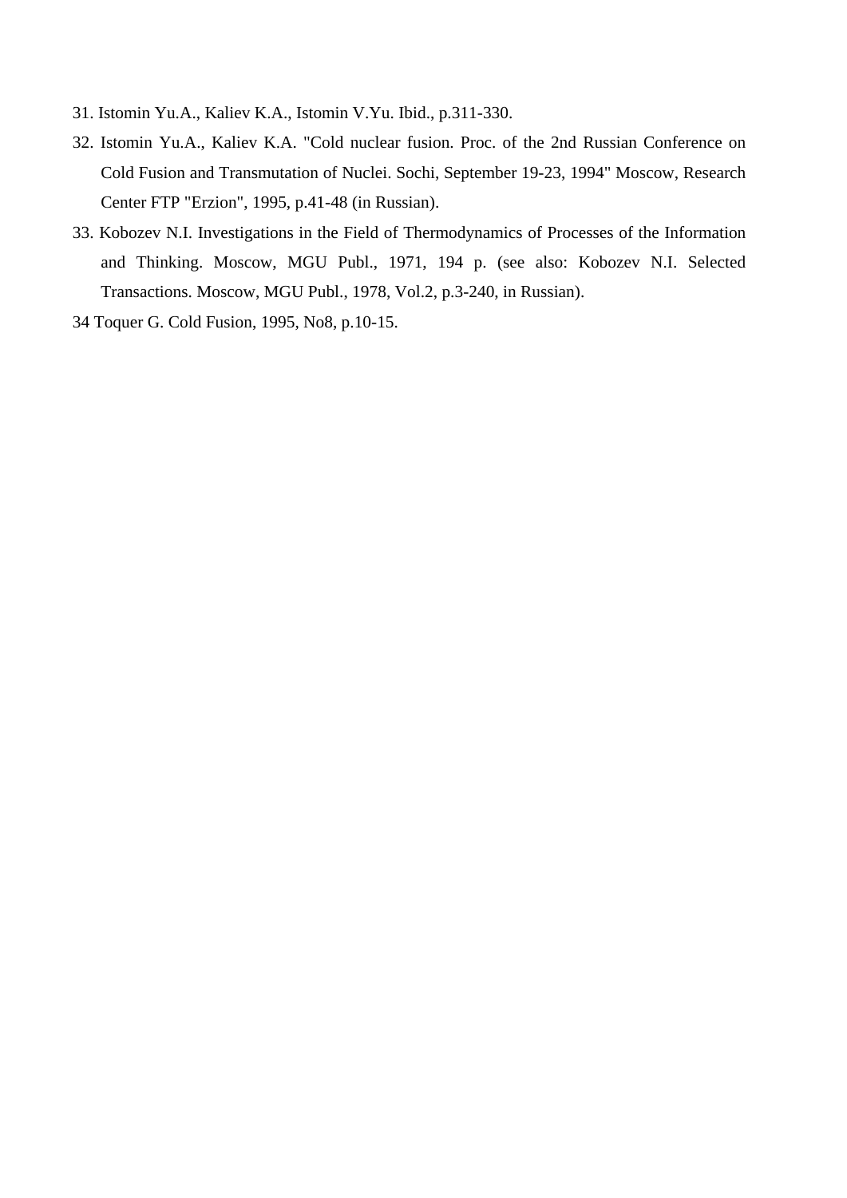31. Istomin Yu.A., Kaliev K.A., Istomin V.Yu. Ibid., p.311-330.
32. Istomin Yu.A., Kaliev K.A. "Cold nuclear fusion. Proc. of the 2nd Russian Conference on Cold Fusion and Transmutation of Nuclei. Sochi, September 19-23, 1994" Moscow, Research Center FTP "Erzion", 1995, p.41-48 (in Russian).
33. Kobozev N.I. Investigations in the Field of Thermodynamics of Processes of the Information and Thinking. Moscow, MGU Publ., 1971, 194 p. (see also: Kobozev N.I. Selected Transactions. Moscow, MGU Publ., 1978, Vol.2, p.3-240, in Russian).

34 Toquer G. Cold Fusion, 1995, No8, p.10-15.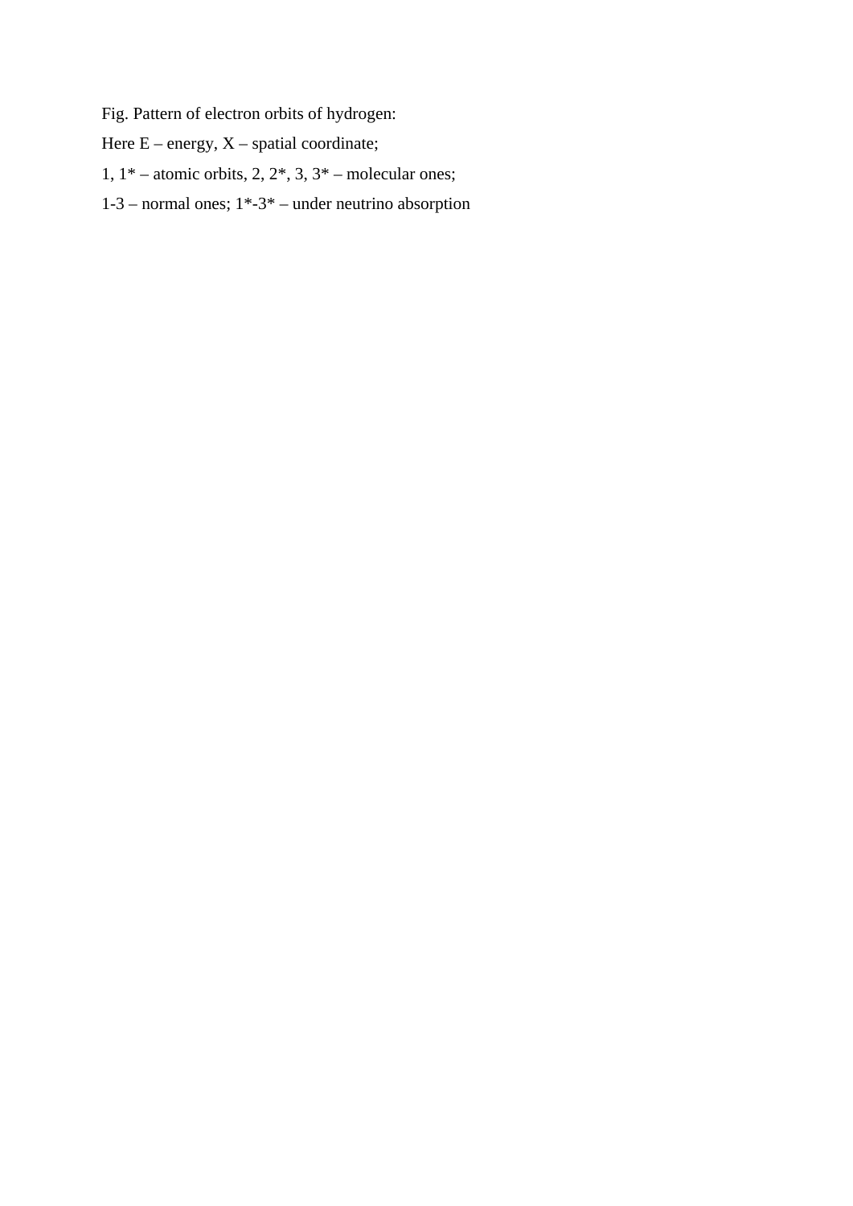Fig. Pattern of electron orbits of hydrogen:

Here E – energy, X – spatial coordinate;

1, 1* – atomic orbits, 2, 2*, 3, 3* – molecular ones;

1-3 – normal ones; 1*-3* – under neutrino absorption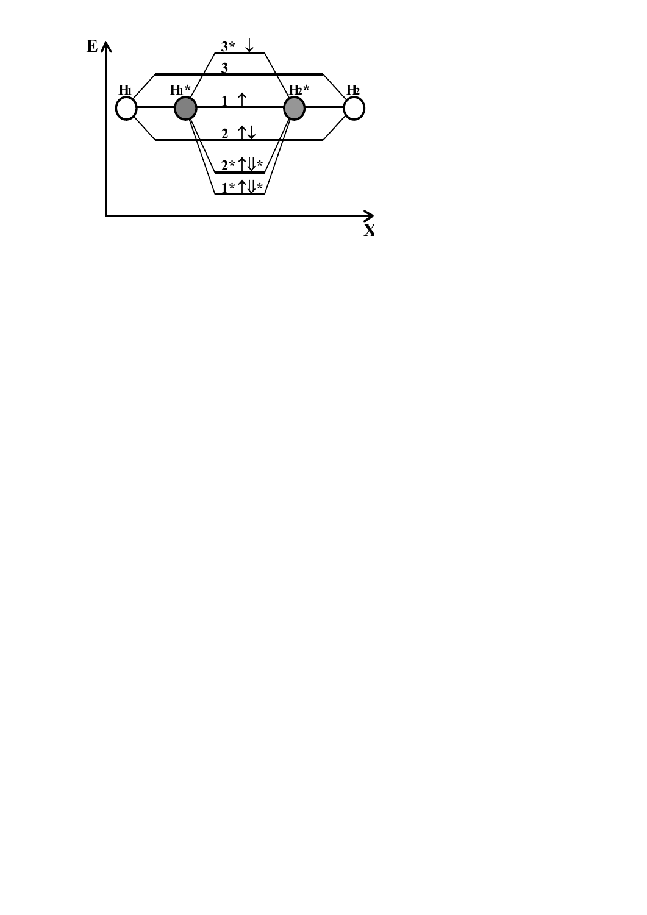E

3* ↓

3

$H_1$ $H_1^*$ 1 ↑ $H_2^*$ $H_2$

2 ↑↓

2* ↑⇓*

1* ↑⇓*

X